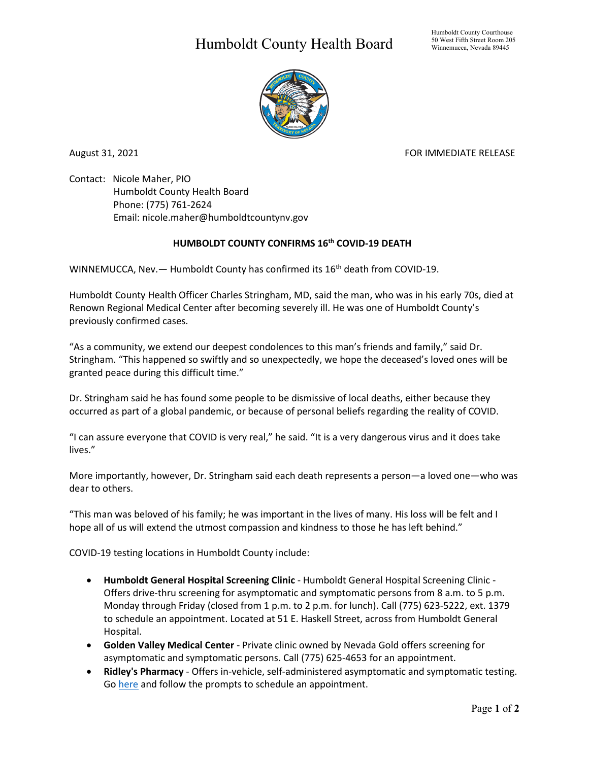# Humboldt County Health Board

Humboldt County Courthouse
50 West Fifth Street Room 205
Winnemucca, Nevada 89445

August 31, 2021

FOR IMMEDIATE RELEASE

Contact: Nicole Maher, PIO
Humboldt County Health Board
Phone: (775) 761-2624
Email: nicole.maher@humboldtcountynv.gov

## HUMBOLDT COUNTY CONFIRMS 16th COVID-19 DEATH

WINNEMUCCA, Nev.— Humboldt County has confirmed its 16th death from COVID-19.

Humboldt County Health Officer Charles Stringham, MD, said the man, who was in his early 70s, died at Renown Regional Medical Center after becoming severely ill. He was one of Humboldt County's previously confirmed cases.

"As a community, we extend our deepest condolences to this man's friends and family," said Dr. Stringham. "This happened so swiftly and so unexpectedly, we hope the deceased's loved ones will be granted peace during this difficult time."

Dr. Stringham said he has found some people to be dismissive of local deaths, either because they occurred as part of a global pandemic, or because of personal beliefs regarding the reality of COVID.

"I can assure everyone that COVID is very real," he said. "It is a very dangerous virus and it does take lives."

More importantly, however, Dr. Stringham said each death represents a person—a loved one—who was dear to others.

"This man was beloved of his family; he was important in the lives of many. His loss will be felt and I hope all of us will extend the utmost compassion and kindness to those he has left behind."

COVID-19 testing locations in Humboldt County include:

- **Humboldt General Hospital Screening Clinic** - Humboldt General Hospital Screening Clinic - Offers drive-thru screening for asymptomatic and symptomatic persons from 8 a.m. to 5 p.m. Monday through Friday (closed from 1 p.m. to 2 p.m. for lunch). Call (775) 623-5222, ext. 1379 to schedule an appointment. Located at 51 E. Haskell Street, across from Humboldt General Hospital.
- **Golden Valley Medical Center** - Private clinic owned by Nevada Gold offers screening for asymptomatic and symptomatic persons. Call (775) 625-4653 for an appointment.
- **Ridley's Pharmacy** - Offers in-vehicle, self-administered asymptomatic and symptomatic testing. Go here and follow the prompts to schedule an appointment.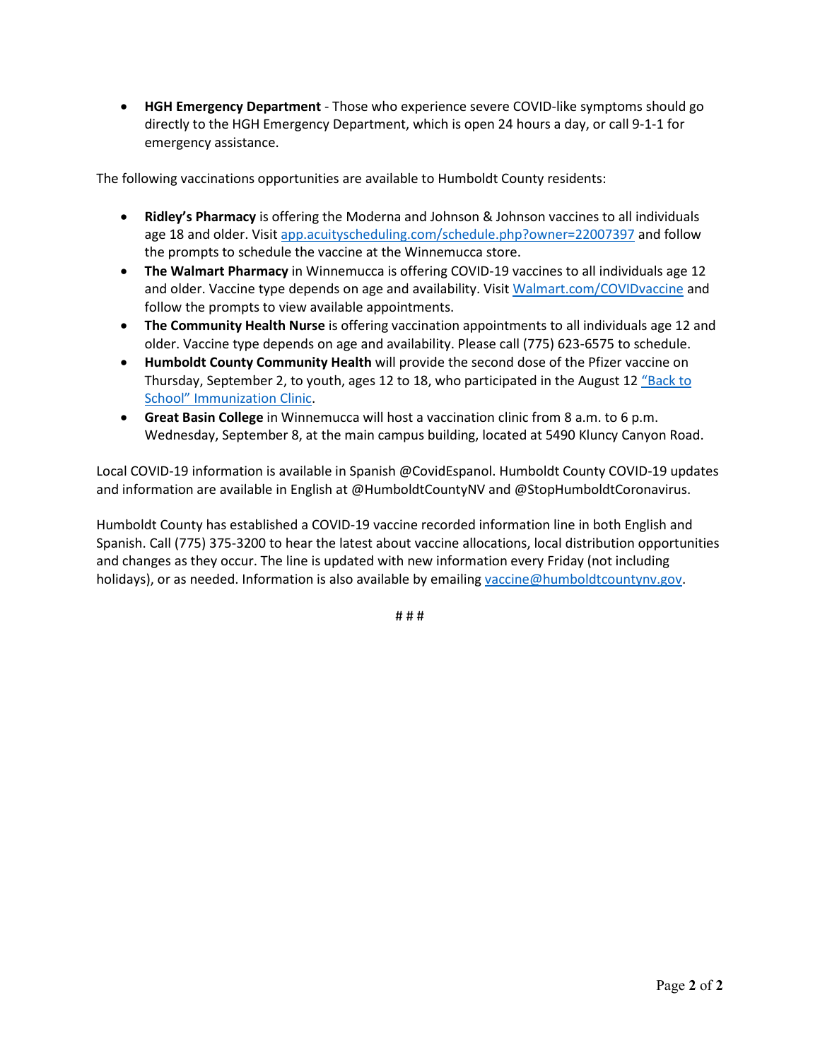- **HGH Emergency Department** - Those who experience severe COVID-like symptoms should go directly to the HGH Emergency Department, which is open 24 hours a day, or call 9-1-1 for emergency assistance.

The following vaccinations opportunities are available to Humboldt County residents:

- **Ridley's Pharmacy** is offering the Moderna and Johnson & Johnson vaccines to all individuals age 18 and older. Visit app.acuityscheduling.com/schedule.php?owner=22007397 and follow the prompts to schedule the vaccine at the Winnemucca store.
- **The Walmart Pharmacy** in Winnemucca is offering COVID-19 vaccines to all individuals age 12 and older. Vaccine type depends on age and availability. Visit Walmart.com/COVIDvaccine and follow the prompts to view available appointments.
- **The Community Health Nurse** is offering vaccination appointments to all individuals age 12 and older. Vaccine type depends on age and availability. Please call (775) 623-6575 to schedule.
- **Humboldt County Community Health** will provide the second dose of the Pfizer vaccine on Thursday, September 2, to youth, ages 12 to 18, who participated in the August 12 "Back to School" Immunization Clinic.
- **Great Basin College** in Winnemucca will host a vaccination clinic from 8 a.m. to 6 p.m. Wednesday, September 8, at the main campus building, located at 5490 Kluncy Canyon Road.

Local COVID-19 information is available in Spanish @CovidEspanol. Humboldt County COVID-19 updates and information are available in English at @HumboldtCountyNV and @StopHumboldtCoronavirus.

Humboldt County has established a COVID-19 vaccine recorded information line in both English and Spanish. Call (775) 375-3200 to hear the latest about vaccine allocations, local distribution opportunities and changes as they occur. The line is updated with new information every Friday (not including holidays), or as needed. Information is also available by emailing vaccine@humboldtcountynv.gov.

# # #